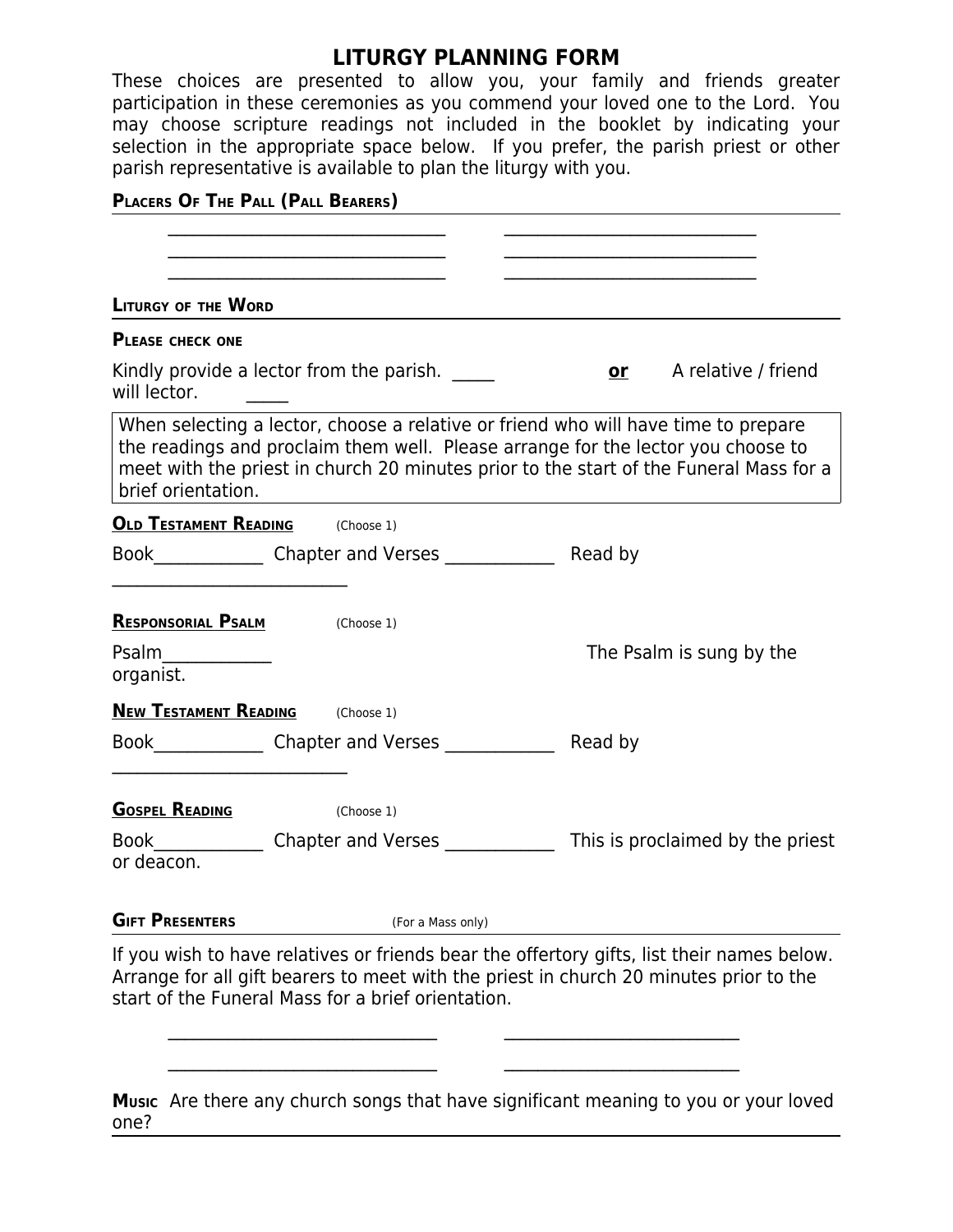# LITURGY PLANNING FORM

These choices are presented to allow you, your family and friends greater participation in these ceremonies as you commend your loved one to the Lord. You may choose scripture readings not included in the booklet by indicating your selection in the appropriate space below. If you prefer, the parish priest or other parish representative is available to plan the liturgy with you.

## PLACERS OF THE PALL (PALL BEARERS)

_____________________________ ___________________________

_____________________________ ___________________________

_____________________________ ___________________________

## LITURGY OF THE WORD

**PLEASE CHECK ONE**

Kindly provide a lector from the parish. _____ **or** A relative / friend will lector. _____

When selecting a lector, choose a relative or friend who will have time to prepare the readings and proclaim them well. Please arrange for the lector you choose to meet with the priest in church 20 minutes prior to the start of the Funeral Mass for a brief orientation.

**OLD TESTAMENT READING** (Choose 1)

Book____________ Chapter and Verses ____________ Read by _________________________

**RESPONSORIAL PSALM** (Choose 1)

Psalm____________ The Psalm is sung by the organist.

**NEW TESTAMENT READING** (Choose 1)

Book____________ Chapter and Verses ____________ Read by _________________________

**GOSPEL READING** (Choose 1)

Book____________ Chapter and Verses ____________ This is proclaimed by the priest or deacon.

## GIFT PRESENTERS (For a Mass only)

If you wish to have relatives or friends bear the offertory gifts, list their names below. Arrange for all gift bearers to meet with the priest in church 20 minutes prior to the start of the Funeral Mass for a brief orientation.

_____________________________ _________________________

_____________________________ _________________________

**MUSIC** Are there any church songs that have significant meaning to you or your loved one?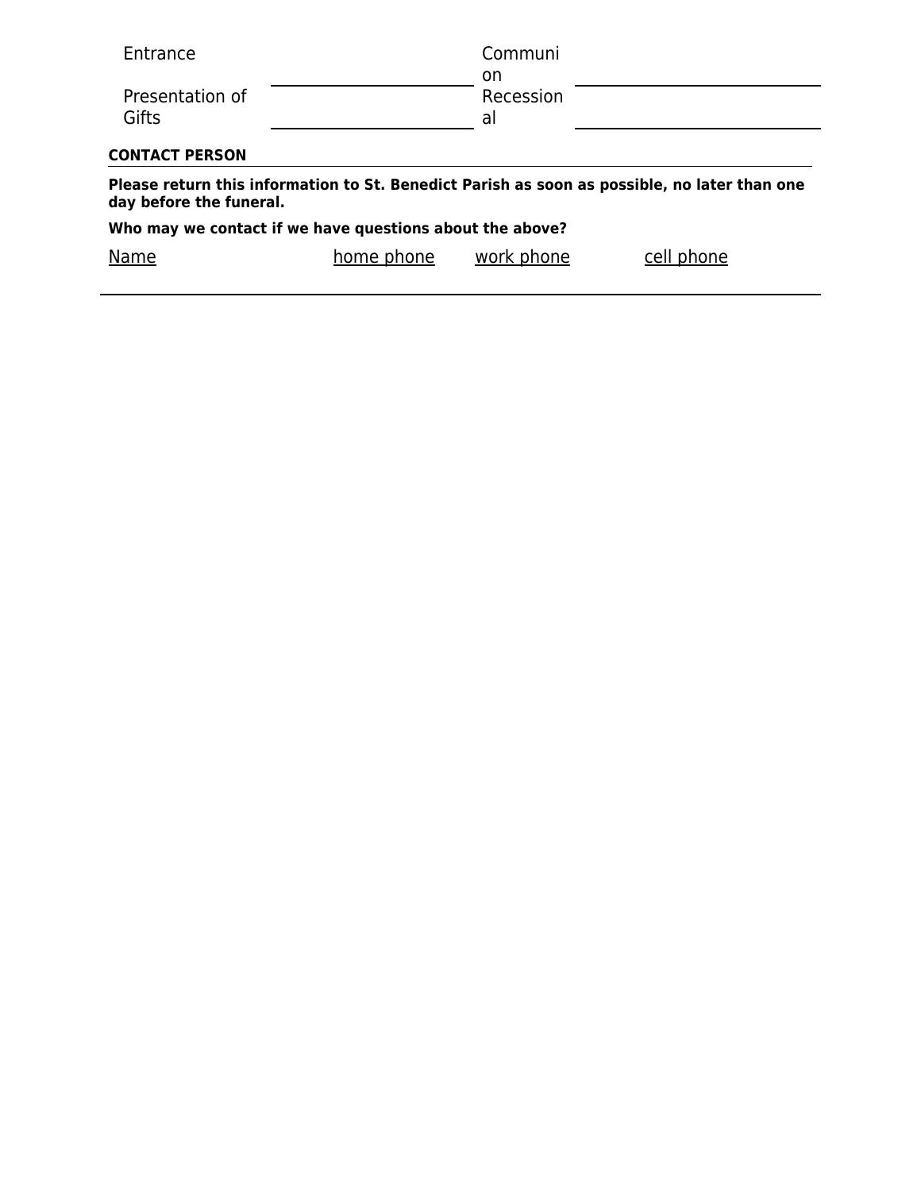| | | | |
|---|---|---|---|
| Entrance | ____________ | Communion | ____________ |
| Presentation of Gifts | ____________ | Recessional | ____________ |

**CONTACT PERSON**

**Please return this information to St. Benedict Parish as soon as possible, no later than one day before the funeral.**

**Who may we contact if we have questions about the above?**

| Name | home phone | work phone | cell phone |
|---|---|---|---|
| | | | |